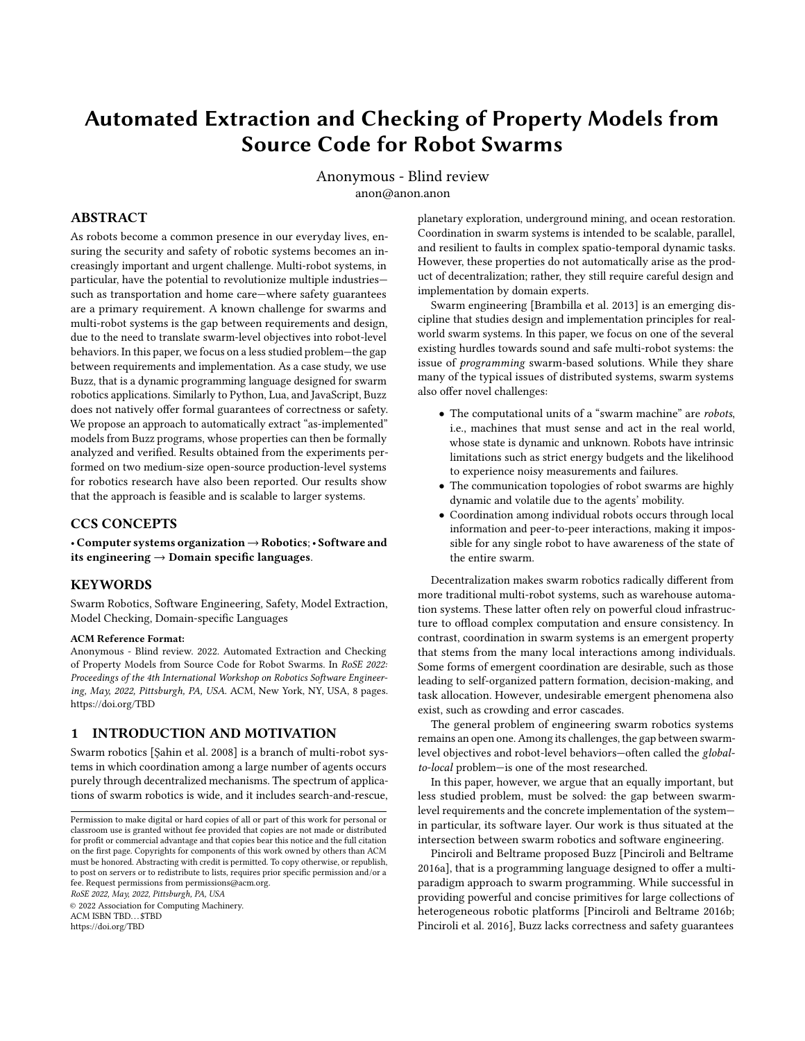# Automated Extraction and Checking of Property Models from Source Code for Robot Swarms

Anonymous - Blind review
anon@anon.anon

## ABSTRACT

As robots become a common presence in our everyday lives, ensuring the security and safety of robotic systems becomes an increasingly important and urgent challenge. Multi-robot systems, in particular, have the potential to revolutionize multiple industries—such as transportation and home care—where safety guarantees are a primary requirement. A known challenge for swarms and multi-robot systems is the gap between requirements and design, due to the need to translate swarm-level objectives into robot-level behaviors. In this paper, we focus on a less studied problem—the gap between requirements and implementation. As a case study, we use Buzz, that is a dynamic programming language designed for swarm robotics applications. Similarly to Python, Lua, and JavaScript, Buzz does not natively offer formal guarantees of correctness or safety. We propose an approach to automatically extract "as-implemented" models from Buzz programs, whose properties can then be formally analyzed and verified. Results obtained from the experiments performed on two medium-size open-source production-level systems for robotics research have also been reported. Our results show that the approach is feasible and is scalable to larger systems.

## CCS CONCEPTS

• **Computer systems organization → Robotics**; • **Software and its engineering → Domain specific languages**.

## KEYWORDS

Swarm Robotics, Software Engineering, Safety, Model Extraction, Model Checking, Domain-specific Languages

**ACM Reference Format:**
Anonymous - Blind review. 2022. Automated Extraction and Checking of Property Models from Source Code for Robot Swarms. In *RoSE 2022: Proceedings of the 4th International Workshop on Robotics Software Engineering, May, 2022, Pittsburgh, PA, USA.* ACM, New York, NY, USA, 8 pages. https://doi.org/TBD

## 1 INTRODUCTION AND MOTIVATION

Swarm robotics [Şahin et al. 2008] is a branch of multi-robot systems in which coordination among a large number of agents occurs purely through decentralized mechanisms. The spectrum of applications of swarm robotics is wide, and it includes search-and-rescue, planetary exploration, underground mining, and ocean restoration. Coordination in swarm systems is intended to be scalable, parallel, and resilient to faults in complex spatio-temporal dynamic tasks. However, these properties do not automatically arise as the product of decentralization; rather, they still require careful design and implementation by domain experts.

Swarm engineering [Brambilla et al. 2013] is an emerging discipline that studies design and implementation principles for real-world swarm systems. In this paper, we focus on one of the several existing hurdles towards sound and safe multi-robot systems: the issue of *programming* swarm-based solutions. While they share many of the typical issues of distributed systems, swarm systems also offer novel challenges:

- The computational units of a "swarm machine" are *robots*, i.e., machines that must sense and act in the real world, whose state is dynamic and unknown. Robots have intrinsic limitations such as strict energy budgets and the likelihood to experience noisy measurements and failures.
- The communication topologies of robot swarms are highly dynamic and volatile due to the agents' mobility.
- Coordination among individual robots occurs through local information and peer-to-peer interactions, making it impossible for any single robot to have awareness of the state of the entire swarm.

Decentralization makes swarm robotics radically different from more traditional multi-robot systems, such as warehouse automation systems. These latter often rely on powerful cloud infrastructure to offload complex computation and ensure consistency. In contrast, coordination in swarm systems is an emergent property that stems from the many local interactions among individuals. Some forms of emergent coordination are desirable, such as those leading to self-organized pattern formation, decision-making, and task allocation. However, undesirable emergent phenomena also exist, such as crowding and error cascades.

The general problem of engineering swarm robotics systems remains an open one. Among its challenges, the gap between swarm-level objectives and robot-level behaviors—often called the *global-to-local* problem—is one of the most researched.

In this paper, however, we argue that an equally important, but less studied problem, must be solved: the gap between swarm-level requirements and the concrete implementation of the system—in particular, its software layer. Our work is thus situated at the intersection between swarm robotics and software engineering.

Pinciroli and Beltrame proposed Buzz [Pinciroli and Beltrame 2016a], that is a programming language designed to offer a multi-paradigm approach to swarm programming. While successful in providing powerful and concise primitives for large collections of heterogeneous robotic platforms [Pinciroli and Beltrame 2016b; Pinciroli et al. 2016], Buzz lacks correctness and safety guarantees

Permission to make digital or hard copies of all or part of this work for personal or classroom use is granted without fee provided that copies are not made or distributed for profit or commercial advantage and that copies bear this notice and the full citation on the first page. Copyrights for components of this work owned by others than ACM must be honored. Abstracting with credit is permitted. To copy otherwise, or republish, to post on servers or to redistribute to lists, requires prior specific permission and/or a fee. Request permissions from permissions@acm.org.
*RoSE 2022, May, 2022, Pittsburgh, PA, USA*
© 2022 Association for Computing Machinery.
ACM ISBN TBD. . . $TBD
https://doi.org/TBD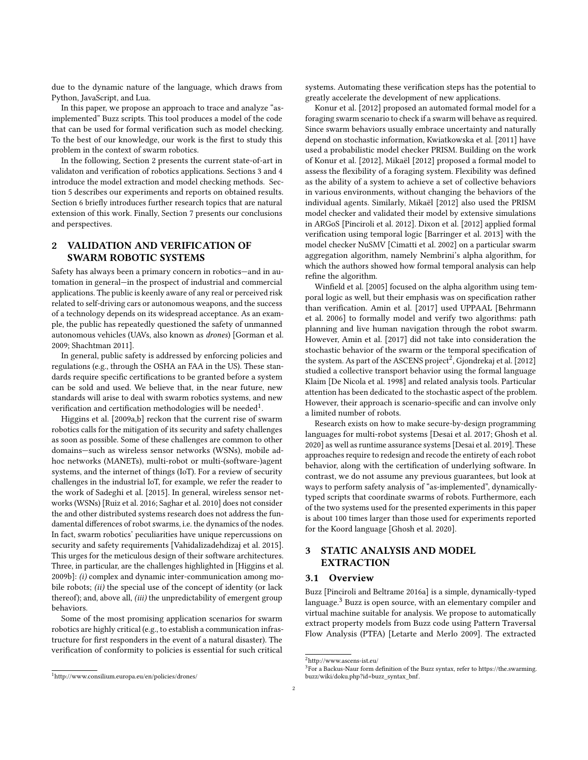due to the dynamic nature of the language, which draws from Python, JavaScript, and Lua.

In this paper, we propose an approach to trace and analyze "as-implemented" Buzz scripts. This tool produces a model of the code that can be used for formal verification such as model checking. To the best of our knowledge, our work is the first to study this problem in the context of swarm robotics.

In the following, Section 2 presents the current state-of-art in validaton and verification of robotics applications. Sections 3 and 4 introduce the model extraction and model checking methods. Section 5 describes our experiments and reports on obtained results. Section 6 briefly introduces further research topics that are natural extension of this work. Finally, Section 7 presents our conclusions and perspectives.

## 2 VALIDATION AND VERIFICATION OF SWARM ROBOTIC SYSTEMS

Safety has always been a primary concern in robotics—and in automation in general—in the prospect of industrial and commercial applications. The public is keenly aware of any real or perceived risk related to self-driving cars or autonomous weapons, and the success of a technology depends on its widespread acceptance. As an example, the public has repeatedly questioned the safety of unmanned autonomous vehicles (UAVs, also known as *drones*) [Gorman et al. 2009; Shachtman 2011].

In general, public safety is addressed by enforcing policies and regulations (e.g., through the OSHA an FAA in the US). These standards require specific certifications to be granted before a system can be sold and used. We believe that, in the near future, new standards will arise to deal with swarm robotics systems, and new verification and certification methodologies will be needed[1].

Higgins et al. [2009a,b] reckon that the current rise of swarm robotics calls for the mitigation of its security and safety challenges as soon as possible. Some of these challenges are common to other domains—such as wireless sensor networks (WSNs), mobile ad-hoc networks (MANETs), multi-robot or multi-(software-)agent systems, and the internet of things (IoT). For a review of security challenges in the industrial IoT, for example, we refer the reader to the work of Sadeghi et al. [2015]. In general, wireless sensor networks (WSNs) [Ruiz et al. 2016; Saghar et al. 2010] does not consider the and other distributed systems research does not address the fundamental differences of robot swarms, i.e. the dynamics of the nodes. In fact, swarm robotics' peculiarities have unique repercussions on security and safety requirements [Vahidalizadehdizaj et al. 2015]. This urges for the meticulous design of their software architectures. Three, in particular, are the challenges highlighted in [Higgins et al. 2009b]: *(i)* complex and dynamic inter-communication among mobile robots; *(ii)* the special use of the concept of identity (or lack thereof); and, above all, *(iii)* the unpredictability of emergent group behaviors.

Some of the most promising application scenarios for swarm robotics are highly critical (e.g., to establish a communication infrastructure for first responders in the event of a natural disaster). The verification of conformity to policies is essential for such critical systems. Automating these verification steps has the potential to greatly accelerate the development of new applications.

Konur et al. [2012] proposed an automated formal model for a foraging swarm scenario to check if a swarm will behave as required. Since swarm behaviors usually embrace uncertainty and naturally depend on stochastic information, Kwiatkowska et al. [2011] have used a probabilistic model checker PRISM. Building on the work of Konur et al. [2012], Mikaël [2012] proposed a formal model to assess the flexibility of a foraging system. Flexibility was defined as the ability of a system to achieve a set of collective behaviors in various environments, without changing the behaviors of the individual agents. Similarly, Mikaël [2012] also used the PRISM model checker and validated their model by extensive simulations in ARGoS [Pinciroli et al. 2012]. Dixon et al. [2012] applied formal verification using temporal logic [Barringer et al. 2013] with the model checker NuSMV [Cimatti et al. 2002] on a particular swarm aggregation algorithm, namely Nembrini's alpha algorithm, for which the authors showed how formal temporal analysis can help refine the algorithm.

Winfield et al. [2005] focused on the alpha algorithm using temporal logic as well, but their emphasis was on specification rather than verification. Amin et al. [2017] used UPPAAL [Behrmann et al. 2006] to formally model and verify two algorithms: path planning and live human navigation through the robot swarm. However, Amin et al. [2017] did not take into consideration the stochastic behavior of the swarm or the temporal specification of the system. As part of the ASCENS project[2], Gjondrekaj et al. [2012] studied a collective transport behavior using the formal language Klaim [De Nicola et al. 1998] and related analysis tools. Particular attention has been dedicated to the stochastic aspect of the problem. However, their approach is scenario-specific and can involve only a limited number of robots.

Research exists on how to make secure-by-design programming languages for multi-robot systems [Desai et al. 2017; Ghosh et al. 2020] as well as runtime assurance systems [Desai et al. 2019]. These approaches require to redesign and recode the entirety of each robot behavior, along with the certification of underlying software. In contrast, we do not assume any previous guarantees, but look at ways to perform safety analysis of "as-implemented", dynamically-typed scripts that coordinate swarms of robots. Furthermore, each of the two systems used for the presented experiments in this paper is about 100 times larger than those used for experiments reported for the Koord language [Ghosh et al. 2020].

## 3 STATIC ANALYSIS AND MODEL EXTRACTION

### 3.1 Overview

Buzz [Pinciroli and Beltrame 2016a] is a simple, dynamically-typed language.[3] Buzz is open source, with an elementary compiler and virtual machine suitable for analysis. We propose to automatically extract property models from Buzz code using Pattern Traversal Flow Analysis (PTFA) [Letarte and Merlo 2009]. The extracted

[1] http://www.consilium.europa.eu/en/policies/drones/

[2] http://www.ascens-ist.eu/

[3] For a Backus-Naur form definition of the Buzz syntax, refer to https://the.swarming.buzz/wiki/doku.php?id=buzz_syntax_bnf.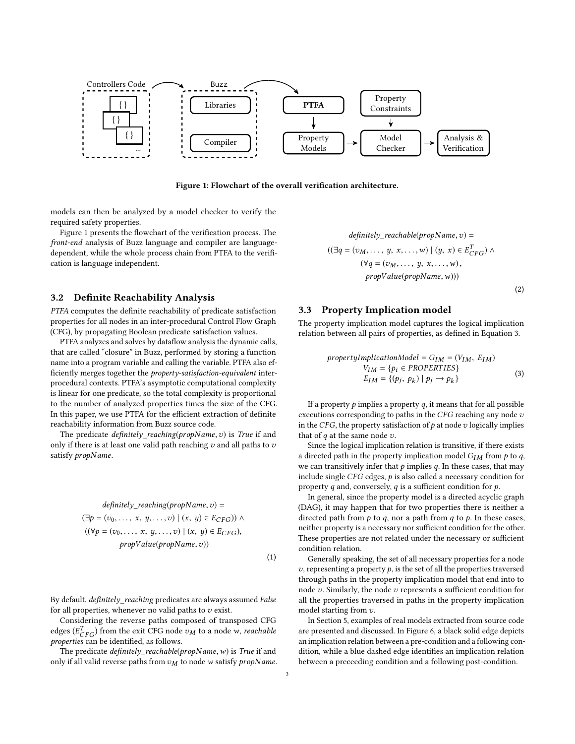Figure 1: Flowchart of the overall verification architecture.

models can then be analyzed by a model checker to verify the required safety properties.

Figure 1 presents the flowchart of the verification process. The *front-end* analysis of Buzz language and compiler are language-dependent, while the whole process chain from PTFA to the verification is language independent.

## 3.2 Definite Reachability Analysis

*PTFA* computes the definite reachability of predicate satisfaction properties for all nodes in an inter-procedural Control Flow Graph (CFG), by propagating Boolean predicate satisfaction values.

PTFA analyzes and solves by dataflow analysis the dynamic calls, that are called "closure" in Buzz, performed by storing a function name into a program variable and calling the variable. PTFA also efficiently merges together the *property-satisfaction-equivalent* inter-procedural contexts. PTFA's asymptotic computational complexity is linear for one predicate, so the total complexity is proportional to the number of analyzed properties times the size of the CFG. In this paper, we use PTFA for the efficient extraction of definite reachability information from Buzz source code.

The predicate *definitely_reaching*$(propName, v)$ is *True* if and only if there is at least one valid path reaching $v$ and all paths to $v$ satisfy $propName$.

$$
\begin{gathered}
\textit{definitely\_reaching}(propName, v) = \\
(\exists p = (v_0, \ldots, x, y, \ldots, v) \mid (x, y) \in E_{CFG})) \wedge \\
((\forall p = (v_0, \ldots, x, y, \ldots, v) \mid (x, y) \in E_{CFG}), \\
propValue(propName, v))
\end{gathered} \tag{1}
$$

By default, *definitely_reaching* predicates are always assumed *False* for all properties, whenever no valid paths to $v$ exist.

Considering the reverse paths composed of transposed CFG edges ($E^T_{CFG}$) from the exit CFG node $v_M$ to a node $w$, *reachable properties* can be identified, as follows.

The predicate *definitely_reachable*$(propName, w)$ is *True* if and only if all valid reverse paths from $v_M$ to node $w$ satisfy $propName$.

$$
\begin{gathered}
\textit{definitely\_reachable}(propName, v) = \\
((\exists q = (v_M, \ldots, y, x, \ldots, w) \mid (y, x) \in E^T_{CFG}) \wedge \\
(\forall q = (v_M, \ldots, y, x, \ldots, w), \\
propValue(propName, w)))
\end{gathered} \tag{2}
$$

## 3.3 Property Implication model

The property implication model captures the logical implication relation between all pairs of properties, as defined in Equation 3.

$$
\begin{aligned}
propertyImplicationModel = G_{IM} &= (V_{IM}, E_{IM}) \\
V_{IM} &= \{p_i \in PROPERTIES\} \\
E_{IM} &= \{(p_j, p_k) \mid p_j \rightarrow p_k\}
\end{aligned} \tag{3}
$$

If a property $p$ implies a property $q$, it means that for all possible executions corresponding to paths in the *CFG* reaching any node $v$ in the *CFG*, the property satisfaction of $p$ at node $v$ logically implies that of $q$ at the same node $v$.

Since the logical implication relation is transitive, if there exists a directed path in the property implication model $G_{IM}$ from $p$ to $q$, we can transitively infer that $p$ implies $q$. In these cases, that may include single *CFG* edges, $p$ is also called a necessary condition for property $q$ and, conversely, $q$ is a sufficient condition for $p$.

In general, since the property model is a directed acyclic graph (DAG), it may happen that for two properties there is neither a directed path from $p$ to $q$, nor a path from $q$ to $p$. In these cases, neither property is a necessary nor sufficient condition for the other. These properties are not related under the necessary or sufficient condition relation.

Generally speaking, the set of all necessary properties for a node $v$, representing a property $p$, is the set of all the properties traversed through paths in the property implication model that end into to node $v$. Similarly, the node $v$ represents a sufficient condition for all the properties traversed in paths in the property implication model starting from $v$.

In Section 5, examples of real models extracted from source code are presented and discussed. In Figure 6, a black solid edge depicts an implication relation between a pre-condition and a following condition, while a blue dashed edge identifies an implication relation between a preceeding condition and a following post-condition.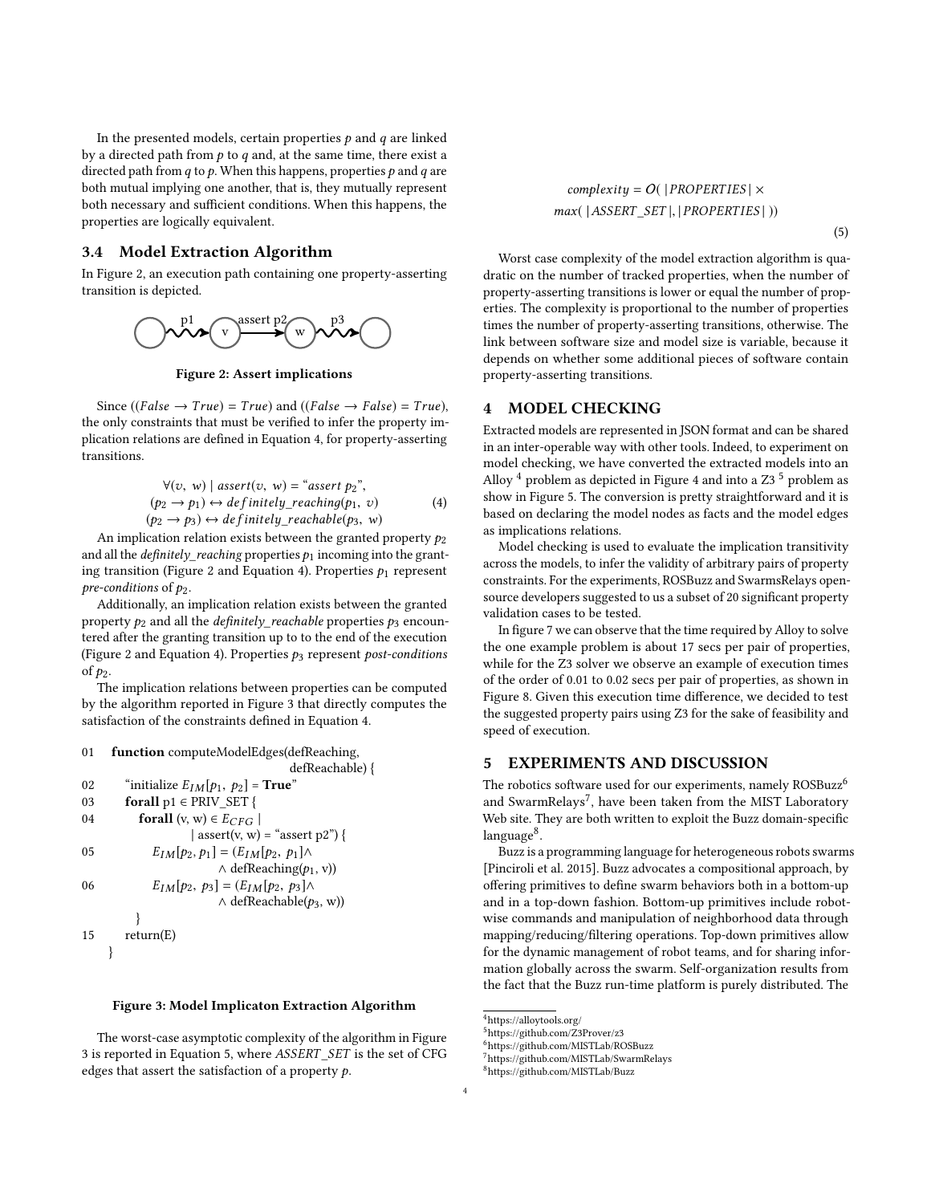In the presented models, certain properties $p$ and $q$ are linked by a directed path from $p$ to $q$ and, at the same time, there exist a directed path from $q$ to $p$. When this happens, properties $p$ and $q$ are both mutual implying one another, that is, they mutually represent both necessary and sufficient conditions. When this happens, the properties are logically equivalent.

### 3.4 Model Extraction Algorithm

In Figure 2, an execution path containing one property-asserting transition is depicted.

p1 — v — assert p2 → w — p3

**Figure 2: Assert implications**

Since $((False \rightarrow True) = True)$ and $((False \rightarrow False) = True)$, the only constraints that must be verified to infer the property implication relations are defined in Equation 4, for property-asserting transitions.

$$
\begin{gathered}
\forall (v,\ w) \mid assert(v,\ w) = \text{"}assert\ p_2\text{"}, \\
(p_2 \rightarrow p_1) \leftrightarrow definitely\_reaching(p_1,\ v) \\
(p_2 \rightarrow p_3) \leftrightarrow definitely\_reachable(p_3,\ w)
\end{gathered}
\tag{4}
$$

An implication relation exists between the granted property $p_2$ and all the *definitely_reaching* properties $p_1$ incoming into the granting transition (Figure 2 and Equation 4). Properties $p_1$ represent *pre-conditions* of $p_2$.

Additionally, an implication relation exists between the granted property $p_2$ and all the *definitely_reachable* properties $p_3$ encountered after the granting transition up to to the end of the execution (Figure 2 and Equation 4). Properties $p_3$ represent *post-conditions* of $p_2$.

The implication relations between properties can be computed by the algorithm reported in Figure 3 that directly computes the satisfaction of the constraints defined in Equation 4.

```
01   function computeModelEdges(defReaching,
                                      defReachable) {
02     "initialize E_IM[p1, p2] = True"
03     forall p1 ∈ PRIV_SET {
04        forall (v, w) ∈ E_CFG |
                  | assert(v, w) = "assert p2") {
05           E_IM[p2, p1] = (E_IM[p2, p1]∧
                        ∧ defReaching(p1, v))
06           E_IM[p2, p3] = (E_IM[p2, p3]∧
                        ∧ defReachable(p3, w))
         }
15     return(E)
    }
```

**Figure 3: Model Implicaton Extraction Algorithm**

The worst-case asymptotic complexity of the algorithm in Figure 3 is reported in Equation 5, where *ASSERT_SET* is the set of CFG edges that assert the satisfaction of a property $p$.

$$
\begin{gathered}
complexity = O(\ |PROPERTIES| \times \\
max(\ |ASSERT\_SET|, |PROPERTIES|\ ))
\end{gathered}
\tag{5}
$$

Worst case complexity of the model extraction algorithm is quadratic on the number of tracked properties, when the number of property-asserting transitions is lower or equal the number of properties. The complexity is proportional to the number of properties times the number of property-asserting transitions, otherwise. The link between software size and model size is variable, because it depends on whether some additional pieces of software contain property-asserting transitions.

## 4 MODEL CHECKING

Extracted models are represented in JSON format and can be shared in an inter-operable way with other tools. Indeed, to experiment on model checking, we have converted the extracted models into an Alloy [4] problem as depicted in Figure 4 and into a Z3 [5] problem as show in Figure 5. The conversion is pretty straightforward and it is based on declaring the model nodes as facts and the model edges as implications relations.

Model checking is used to evaluate the implication transitivity across the models, to infer the validity of arbitrary pairs of property constraints. For the experiments, ROSBuzz and SwarmsRelays open-source developers suggested to us a subset of 20 significant property validation cases to be tested.

In figure 7 we can observe that the time required by Alloy to solve the one example problem is about 17 secs per pair of properties, while for the Z3 solver we observe an example of execution times of the order of 0.01 to 0.02 secs per pair of properties, as shown in Figure 8. Given this execution time difference, we decided to test the suggested property pairs using Z3 for the sake of feasibility and speed of execution.

## 5 EXPERIMENTS AND DISCUSSION

The robotics software used for our experiments, namely ROSBuzz[6] and SwarmRelays[7], have been taken from the MIST Laboratory Web site. They are both written to exploit the Buzz domain-specific language[8].

Buzz is a programming language for heterogeneous robots swarms [Pinciroli et al. 2015]. Buzz advocates a compositional approach, by offering primitives to define swarm behaviors both in a bottom-up and in a top-down fashion. Bottom-up primitives include robot-wise commands and manipulation of neighborhood data through mapping/reducing/filtering operations. Top-down primitives allow for the dynamic management of robot teams, and for sharing information globally across the swarm. Self-organization results from the fact that the Buzz run-time platform is purely distributed. The

[4] https://alloytools.org/
[5] https://github.com/Z3Prover/z3
[6] https://github.com/MISTLab/ROSBuzz
[7] https://github.com/MISTLab/SwarmRelays
[8] https://github.com/MISTLab/Buzz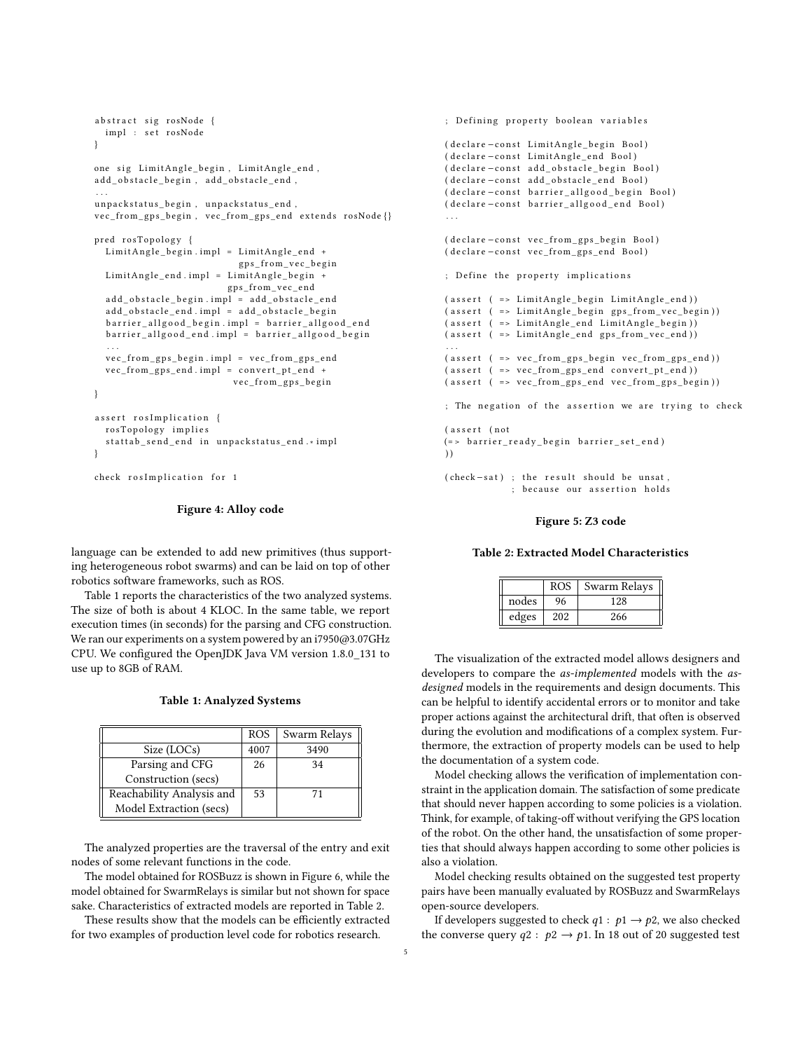```
abstract sig rosNode {
  impl : set rosNode
}

one sig LimitAngle_begin, LimitAngle_end,
add_obstacle_begin, add_obstacle_end,
...
unpackstatus_begin, unpackstatus_end,
vec_from_gps_begin, vec_from_gps_end extends rosNode{}

pred rosTopology {
  LimitAngle_begin.impl = LimitAngle_end +
                          gps_from_vec_begin
  LimitAngle_end.impl = LimitAngle_begin +
                        gps_from_vec_end
  add_obstacle_begin.impl = add_obstacle_end
  add_obstacle_end.impl = add_obstacle_begin
  barrier_allgood_begin.impl = barrier_allgood_end
  barrier_allgood_end.impl = barrier_allgood_begin
  ...
  vec_from_gps_begin.impl = vec_from_gps_end
  vec_from_gps_end.impl = convert_pt_end +
                          vec_from_gps_begin
}

assert rosImplication {
  rosTopology implies
  stattab_send_end in unpackstatus_end.*impl
}

check rosImplication for 1
```

**Figure 4: Alloy code**

```
; Defining property boolean variables

(declare-const LimitAngle_begin Bool)
(declare-const LimitAngle_end Bool)
(declare-const add_obstacle_begin Bool)
(declare-const add_obstacle_end Bool)
(declare-const barrier_allgood_begin Bool)
(declare-const barrier_allgood_end Bool)
...

(declare-const vec_from_gps_begin Bool)
(declare-const vec_from_gps_end Bool)

; Define the property implications

(assert (=> LimitAngle_begin LimitAngle_end))
(assert (=> LimitAngle_begin gps_from_vec_begin))
(assert (=> LimitAngle_end LimitAngle_begin))
(assert (=> LimitAngle_end gps_from_vec_end))
...
(assert (=> vec_from_gps_begin vec_from_gps_end))
(assert (=> vec_from_gps_end convert_pt_end))
(assert (=> vec_from_gps_end vec_from_gps_begin))

; The negation of the assertion we are trying to check

(assert (not
(=> barrier_ready_begin barrier_set_end)
))

(check-sat) ; the result should be unsat,
            ; because our assertion holds
```

**Figure 5: Z3 code**

language can be extended to add new primitives (thus supporting heterogeneous robot swarms) and can be laid on top of other robotics software frameworks, such as ROS.

Table 1 reports the characteristics of the two analyzed systems. The size of both is about 4 KLOC. In the same table, we report execution times (in seconds) for the parsing and CFG construction. We ran our experiments on a system powered by an i7950@3.07GHz CPU. We configured the OpenJDK Java VM version 1.8.0_131 to use up to 8GB of RAM.

**Table 1: Analyzed Systems**

| | ROS | Swarm Relays |
|---|---|---|
| Size (LOCs) | 4007 | 3490 |
| Parsing and CFG Construction (secs) | 26 | 34 |
| Reachability Analysis and Model Extraction (secs) | 53 | 71 |

The analyzed properties are the traversal of the entry and exit nodes of some relevant functions in the code.

The model obtained for ROSBuzz is shown in Figure 6, while the model obtained for SwarmRelays is similar but not shown for space sake. Characteristics of extracted models are reported in Table 2.

These results show that the models can be efficiently extracted for two examples of production level code for robotics research.

**Table 2: Extracted Model Characteristics**

| | ROS | Swarm Relays |
|---|---|---|
| nodes | 96 | 128 |
| edges | 202 | 266 |

The visualization of the extracted model allows designers and developers to compare the *as-implemented* models with the *as-designed* models in the requirements and design documents. This can be helpful to identify accidental errors or to monitor and take proper actions against the architectural drift, that often is observed during the evolution and modifications of a complex system. Furthermore, the extraction of property models can be used to help the documentation of a system code.

Model checking allows the verification of implementation constraint in the application domain. The satisfaction of some predicate that should never happen according to some policies is a violation. Think, for example, of taking-off without verifying the GPS location of the robot. On the other hand, the unsatisfaction of some properties that should always happen according to some other policies is also a violation.

Model checking results obtained on the suggested test property pairs have been manually evaluated by ROSBuzz and SwarmRelays open-source developers.

If developers suggested to check $q1 : p1 \rightarrow p2$, we also checked the converse query $q2 : p2 \rightarrow p1$. In 18 out of 20 suggested test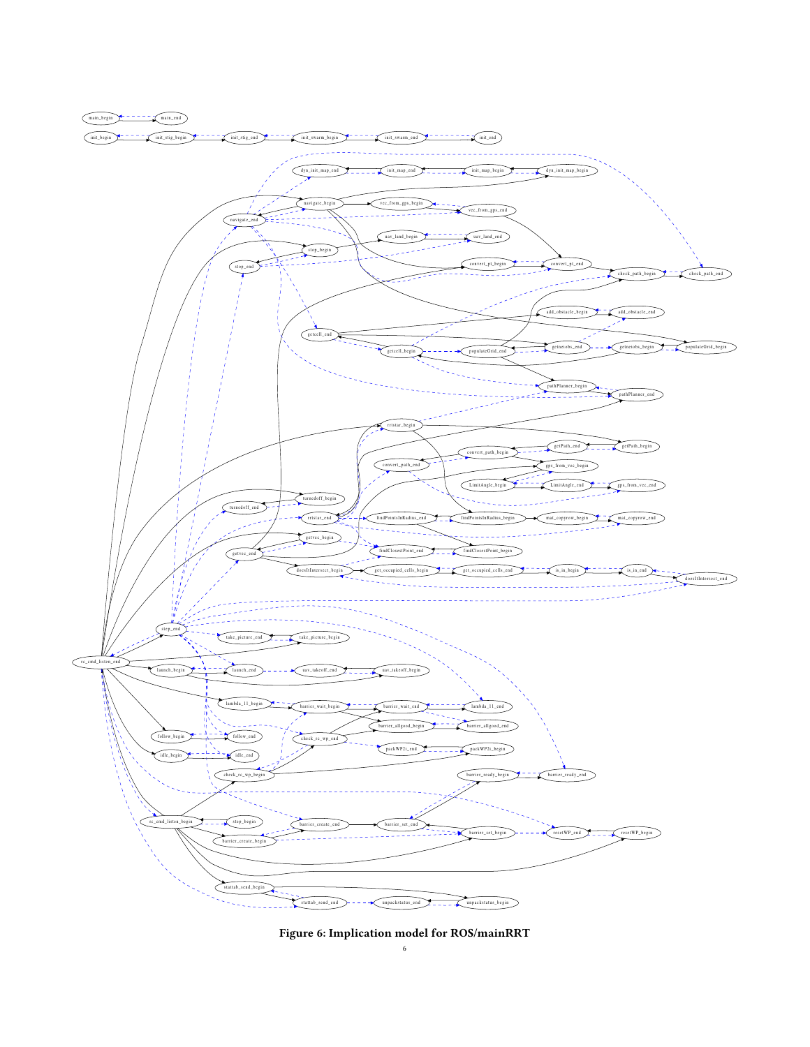**Figure 6: Implication model for ROS/mainRRT**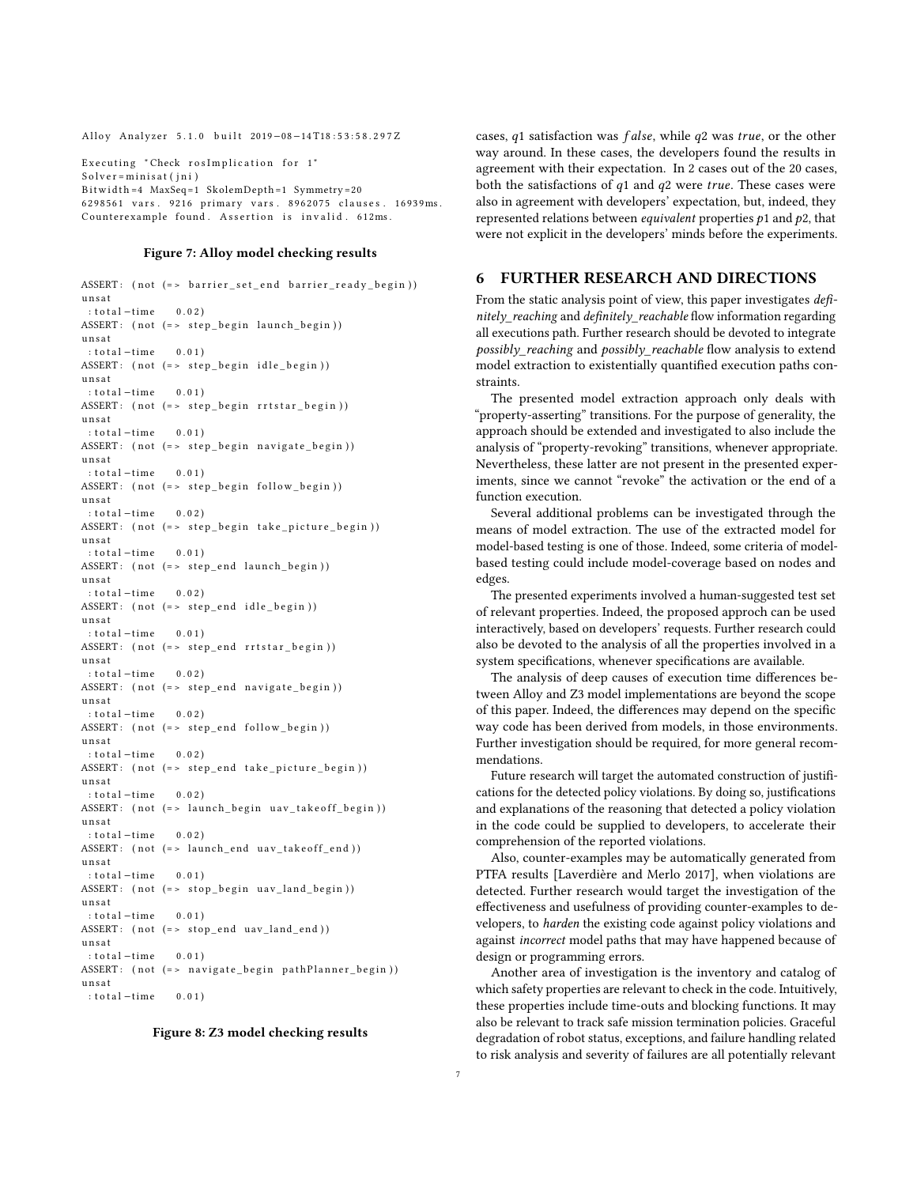```
Alloy Analyzer 5.1.0 built 2019-08-14T18:53:58.297Z

Executing "Check rosImplication for 1"
Solver=minisat(jni)
Bitwidth=4 MaxSeq=1 SkolemDepth=1 Symmetry=20
6298561 vars. 9216 primary vars. 8962075 clauses. 16939ms.
Counterexample found. Assertion is invalid. 612ms.
```

**Figure 7: Alloy model checking results**

```
ASSERT: (not (=> barrier_set_end barrier_ready_begin))
unsat
 :total-time    0.02)
ASSERT: (not (=> step_begin launch_begin))
unsat
 :total-time    0.01)
ASSERT: (not (=> step_begin idle_begin))
unsat
 :total-time    0.01)
ASSERT: (not (=> step_begin rrtstar_begin))
unsat
 :total-time    0.01)
ASSERT: (not (=> step_begin navigate_begin))
unsat
 :total-time    0.01)
ASSERT: (not (=> step_begin follow_begin))
unsat
 :total-time    0.02)
ASSERT: (not (=> step_begin take_picture_begin))
unsat
 :total-time    0.01)
ASSERT: (not (=> step_end launch_begin))
unsat
 :total-time    0.02)
ASSERT: (not (=> step_end idle_begin))
unsat
 :total-time    0.01)
ASSERT: (not (=> step_end rrtstar_begin))
unsat
 :total-time    0.02)
ASSERT: (not (=> step_end navigate_begin))
unsat
 :total-time    0.02)
ASSERT: (not (=> step_end follow_begin))
unsat
 :total-time    0.02)
ASSERT: (not (=> step_end take_picture_begin))
unsat
 :total-time    0.02)
ASSERT: (not (=> launch_begin uav_takeoff_begin))
unsat
 :total-time    0.02)
ASSERT: (not (=> launch_end uav_takeoff_end))
unsat
 :total-time    0.01)
ASSERT: (not (=> stop_begin uav_land_begin))
unsat
 :total-time    0.01)
ASSERT: (not (=> stop_end uav_land_end))
unsat
 :total-time    0.01)
ASSERT: (not (=> navigate_begin pathPlanner_begin))
unsat
 :total-time    0.01)
```

**Figure 8: Z3 model checking results**

cases, $q1$ satisfaction was $false$, while $q2$ was $true$, or the other way around. In these cases, the developers found the results in agreement with their expectation. In 2 cases out of the 20 cases, both the satisfactions of $q1$ and $q2$ were $true$. These cases were also in agreement with developers' expectation, but, indeed, they represented relations between *equivalent* properties $p1$ and $p2$, that were not explicit in the developers' minds before the experiments.

# 6 FURTHER RESEARCH AND DIRECTIONS

From the static analysis point of view, this paper investigates *definitely_reaching* and *definitely_reachable* flow information regarding all executions path. Further research should be devoted to integrate *possibly_reaching* and *possibly_reachable* flow analysis to extend model extraction to existentially quantified execution paths constraints.

The presented model extraction approach only deals with "property-asserting" transitions. For the purpose of generality, the approach should be extended and investigated to also include the analysis of "property-revoking" transitions, whenever appropriate. Nevertheless, these latter are not present in the presented experiments, since we cannot "revoke" the activation or the end of a function execution.

Several additional problems can be investigated through the means of model extraction. The use of the extracted model for model-based testing is one of those. Indeed, some criteria of model-based testing could include model-coverage based on nodes and edges.

The presented experiments involved a human-suggested test set of relevant properties. Indeed, the proposed approch can be used interactively, based on developers' requests. Further research could also be devoted to the analysis of all the properties involved in a system specifications, whenever specifications are available.

The analysis of deep causes of execution time differences between Alloy and Z3 model implementations are beyond the scope of this paper. Indeed, the differences may depend on the specific way code has been derived from models, in those environments. Further investigation should be required, for more general recommendations.

Future research will target the automated construction of justifications for the detected policy violations. By doing so, justifications and explanations of the reasoning that detected a policy violation in the code could be supplied to developers, to accelerate their comprehension of the reported violations.

Also, counter-examples may be automatically generated from PTFA results [Laverdière and Merlo 2017], when violations are detected. Further research would target the investigation of the effectiveness and usefulness of providing counter-examples to developers, to *harden* the existing code against policy violations and against *incorrect* model paths that may have happened because of design or programming errors.

Another area of investigation is the inventory and catalog of which safety properties are relevant to check in the code. Intuitively, these properties include time-outs and blocking functions. It may also be relevant to track safe mission termination policies. Graceful degradation of robot status, exceptions, and failure handling related to risk analysis and severity of failures are all potentially relevant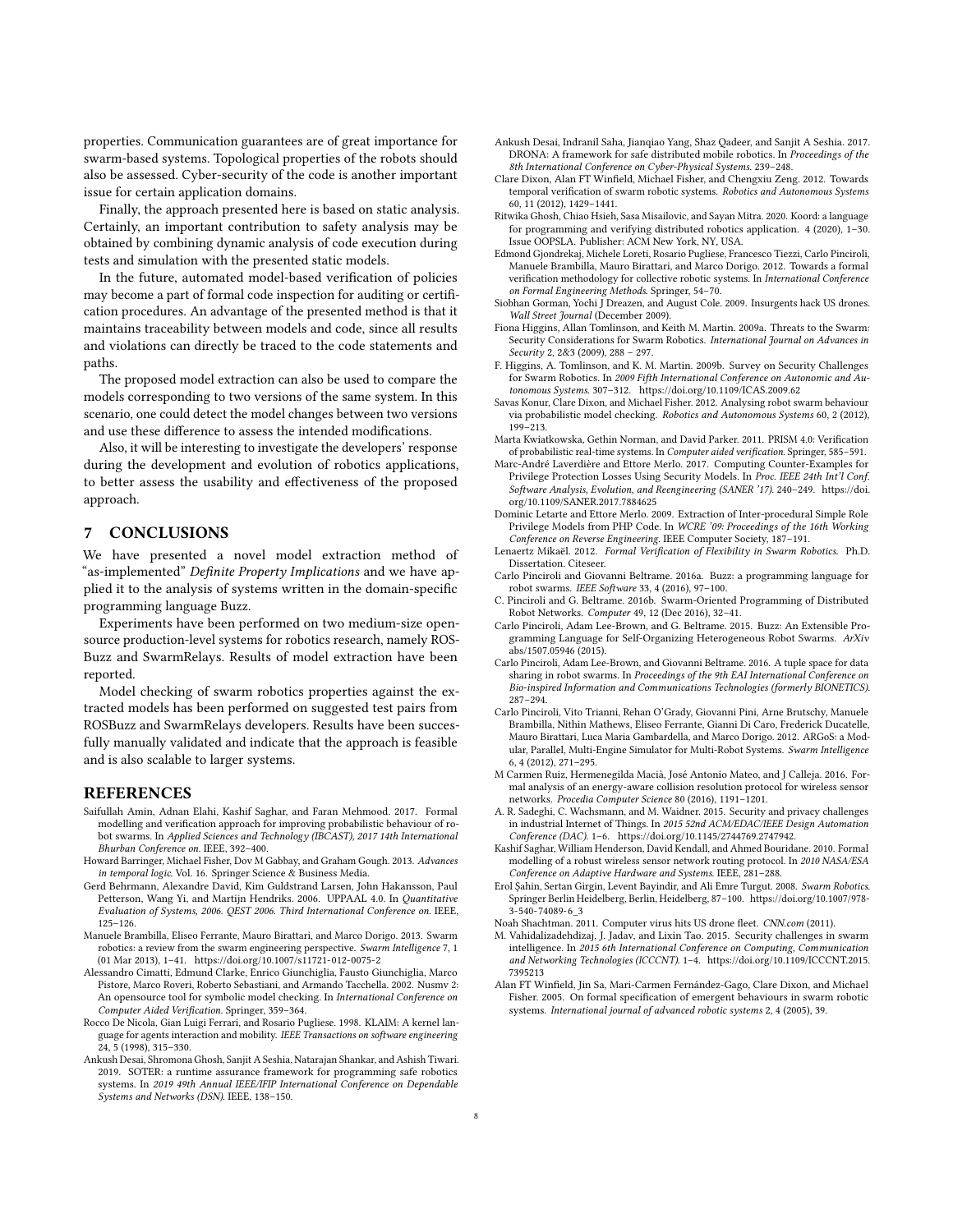properties. Communication guarantees are of great importance for swarm-based systems. Topological properties of the robots should also be assessed. Cyber-security of the code is another important issue for certain application domains.

Finally, the approach presented here is based on static analysis. Certainly, an important contribution to safety analysis may be obtained by combining dynamic analysis of code execution during tests and simulation with the presented static models.

In the future, automated model-based verification of policies may become a part of formal code inspection for auditing or certification procedures. An advantage of the presented method is that it maintains traceability between models and code, since all results and violations can directly be traced to the code statements and paths.

The proposed model extraction can also be used to compare the models corresponding to two versions of the same system. In this scenario, one could detect the model changes between two versions and use these difference to assess the intended modifications.

Also, it will be interesting to investigate the developers' response during the development and evolution of robotics applications, to better assess the usability and effectiveness of the proposed approach.

## 7 CONCLUSIONS

We have presented a novel model extraction method of "as-implemented" *Definite Property Implications* and we have applied it to the analysis of systems written in the domain-specific programming language Buzz.

Experiments have been performed on two medium-size opensource production-level systems for robotics research, namely ROSBuzz and SwarmRelays. Results of model extraction have been reported.

Model checking of swarm robotics properties against the extracted models has been performed on suggested test pairs from ROSBuzz and SwarmRelays developers. Results have been successfully manually validated and indicate that the approach is feasible and is also scalable to larger systems.

## REFERENCES

Saifullah Amin, Adnan Elahi, Kashif Saghar, and Faran Mehmood. 2017. Formal modelling and verification approach for improving probabilistic behaviour of robot swarms. In *Applied Sciences and Technology (IBCAST), 2017 14th International Bhurban Conference on*. IEEE, 392–400.

Howard Barringer, Michael Fisher, Dov M Gabbay, and Graham Gough. 2013. *Advances in temporal logic*. Vol. 16. Springer Science & Business Media.

Gerd Behrmann, Alexandre David, Kim Guldstrand Larsen, John Hakansson, Paul Petterson, Wang Yi, and Martijn Hendriks. 2006. UPPAAL 4.0. In *Quantitative Evaluation of Systems, 2006. QEST 2006. Third International Conference on*. IEEE, 125–126.

Manuele Brambilla, Eliseo Ferrante, Mauro Birattari, and Marco Dorigo. 2013. Swarm robotics: a review from the swarm engineering perspective. *Swarm Intelligence* 7, 1 (01 Mar 2013), 1–41. https://doi.org/10.1007/s11721-012-0075-2

Alessandro Cimatti, Edmund Clarke, Enrico Giunchiglia, Fausto Giunchiglia, Marco Pistore, Marco Roveri, Roberto Sebastiani, and Armando Tacchella. 2002. Nusmv 2: An opensource tool for symbolic model checking. In *International Conference on Computer Aided Verification*. Springer, 359–364.

Rocco De Nicola, Gian Luigi Ferrari, and Rosario Pugliese. 1998. KLAIM: A kernel language for agents interaction and mobility. *IEEE Transactions on software engineering* 24, 5 (1998), 315–330.

Ankush Desai, Shromona Ghosh, Sanjit A Seshia, Natarajan Shankar, and Ashish Tiwari. 2019. SOTER: a runtime assurance framework for programming safe robotics systems. In *2019 49th Annual IEEE/IFIP International Conference on Dependable Systems and Networks (DSN)*. IEEE, 138–150.

Ankush Desai, Indranil Saha, Jianqiao Yang, Shaz Qadeer, and Sanjit A Seshia. 2017. DRONA: A framework for safe distributed mobile robotics. In *Proceedings of the 8th International Conference on Cyber-Physical Systems*. 239–248.

Clare Dixon, Alan FT Winfield, Michael Fisher, and Chengxiu Zeng. 2012. Towards temporal verification of swarm robotic systems. *Robotics and Autonomous Systems* 60, 11 (2012), 1429–1441.

Ritwika Ghosh, Chiao Hsieh, Sasa Misailovic, and Sayan Mitra. 2020. Koord: a language for programming and verifying distributed robotics application. 4 (2020), 1–30. Issue OOPSLA. Publisher: ACM New York, NY, USA.

Edmond Gjondrekaj, Michele Loreti, Rosario Pugliese, Francesco Tiezzi, Carlo Pinciroli, Manuele Brambilla, Mauro Birattari, and Marco Dorigo. 2012. Towards a formal verification methodology for collective robotic systems. In *International Conference on Formal Engineering Methods*. Springer, 54–70.

Siobhan Gorman, Yochi J Dreazen, and August Cole. 2009. Insurgents hack US drones. *Wall Street Journal* (December 2009).

Fiona Higgins, Allan Tomlinson, and Keith M. Martin. 2009a. Threats to the Swarm: Security Considerations for Swarm Robotics. *International Journal on Advances in Security* 2, 2&3 (2009), 288 – 297.

F. Higgins, A. Tomlinson, and K. M. Martin. 2009b. Survey on Security Challenges for Swarm Robotics. In *2009 Fifth International Conference on Autonomic and Autonomous Systems*. 307–312. https://doi.org/10.1109/ICAS.2009.62

Savas Konur, Clare Dixon, and Michael Fisher. 2012. Analysing robot swarm behaviour via probabilistic model checking. *Robotics and Autonomous Systems* 60, 2 (2012), 199–213.

Marta Kwiatkowska, Gethin Norman, and David Parker. 2011. PRISM 4.0: Verification of probabilistic real-time systems. In *Computer aided verification*. Springer, 585–591.

Marc-André Laverdière and Ettore Merlo. 2017. Computing Counter-Examples for Privilege Protection Losses Using Security Models. In *Proc. IEEE 24th Int'l Conf. Software Analysis, Evolution, and Reengineering (SANER '17)*. 240–249. https://doi.org/10.1109/SANER.2017.7884625

Dominic Letarte and Ettore Merlo. 2009. Extraction of Inter-procedural Simple Role Privilege Models from PHP Code. In *WCRE '09: Proceedings of the 16th Working Conference on Reverse Engineering*. IEEE Computer Society, 187–191.

Lenaertz Mikaël. 2012. *Formal Verification of Flexibility in Swarm Robotics*. Ph.D. Dissertation. Citeseer.

Carlo Pinciroli and Giovanni Beltrame. 2016a. Buzz: a programming language for robot swarms. *IEEE Software* 33, 4 (2016), 97–100.

C. Pinciroli and G. Beltrame. 2016b. Swarm-Oriented Programming of Distributed Robot Networks. *Computer* 49, 12 (Dec 2016), 32–41.

Carlo Pinciroli, Adam Lee-Brown, and G. Beltrame. 2015. Buzz: An Extensible Programming Language for Self-Organizing Heterogeneous Robot Swarms. *ArXiv* abs/1507.05946 (2015).

Carlo Pinciroli, Adam Lee-Brown, and Giovanni Beltrame. 2016. A tuple space for data sharing in robot swarms. In *Proceedings of the 9th EAI International Conference on Bio-inspired Information and Communications Technologies (formerly BIONETICS)*. 287–294.

Carlo Pinciroli, Vito Trianni, Rehan O'Grady, Giovanni Pini, Arne Brutschy, Manuele Brambilla, Nithin Mathews, Eliseo Ferrante, Gianni Di Caro, Frederick Ducatelle, Mauro Birattari, Luca Maria Gambardella, and Marco Dorigo. 2012. ARGoS: a Modular, Parallel, Multi-Engine Simulator for Multi-Robot Systems. *Swarm Intelligence* 6, 4 (2012), 271–295.

M Carmen Ruiz, Hermenegilda Macià, José Antonio Mateo, and J Calleja. 2016. Formal analysis of an energy-aware collision resolution protocol for wireless sensor networks. *Procedia Computer Science* 80 (2016), 1191–1201.

A. R. Sadeghi, C. Wachsmann, and M. Waidner. 2015. Security and privacy challenges in industrial Internet of Things. In *2015 52nd ACM/EDAC/IEEE Design Automation Conference (DAC)*. 1–6. https://doi.org/10.1145/2744769.2747942.

Kashif Saghar, William Henderson, David Kendall, and Ahmed Bouridane. 2010. Formal modelling of a robust wireless sensor network routing protocol. In *2010 NASA/ESA Conference on Adaptive Hardware and Systems*. IEEE, 281–288.

Erol Şahin, Sertan Girgin, Levent Bayindir, and Ali Emre Turgut. 2008. *Swarm Robotics*. Springer Berlin Heidelberg, Berlin, Heidelberg, 87–100. https://doi.org/10.1007/978-3-540-74089-6_3

Noah Shachtman. 2011. Computer virus hits US drone fleet. *CNN.com* (2011).

M. Vahidalizadehdizaj, J. Jadav, and Lixin Tao. 2015. Security challenges in swarm intelligence. In *2015 6th International Conference on Computing, Communication and Networking Technologies (ICCCNT)*. 1–4. https://doi.org/10.1109/ICCCNT.2015.7395213

Alan FT Winfield, Jin Sa, Mari-Carmen Fernández-Gago, Clare Dixon, and Michael Fisher. 2005. On formal specification of emergent behaviours in swarm robotic systems. *International journal of advanced robotic systems* 2, 4 (2005), 39.